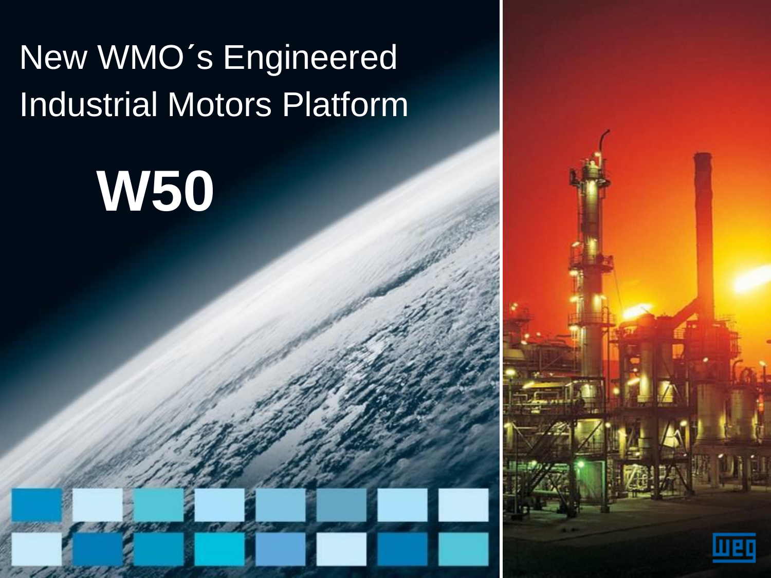# New WMO´s Engineered Industrial Motors Platform

# W50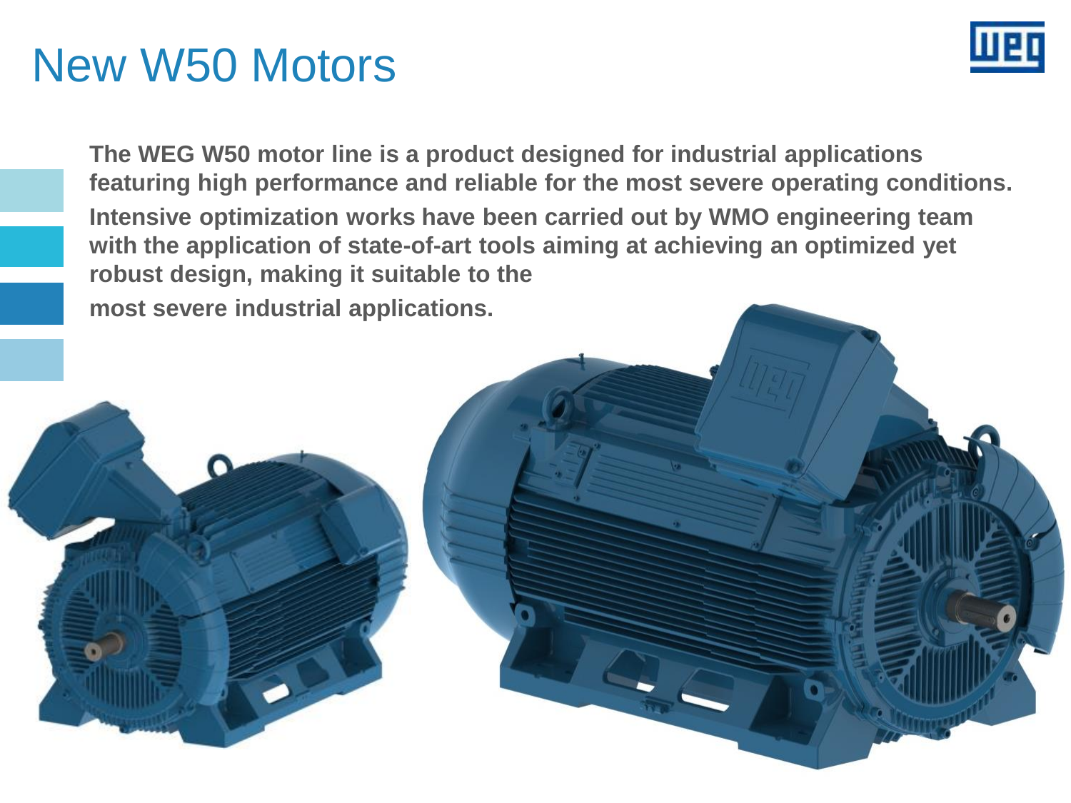# New W50 Motors

**The WEG W50 motor line is a product designed for industrial applications featuring high performance and reliable for the most severe operating conditions.**

**Intensive optimization works have been carried out by WMO engineering team with the application of state-of-art tools aiming at achieving an optimized yet robust design, making it suitable to the**

**most severe industrial applications.**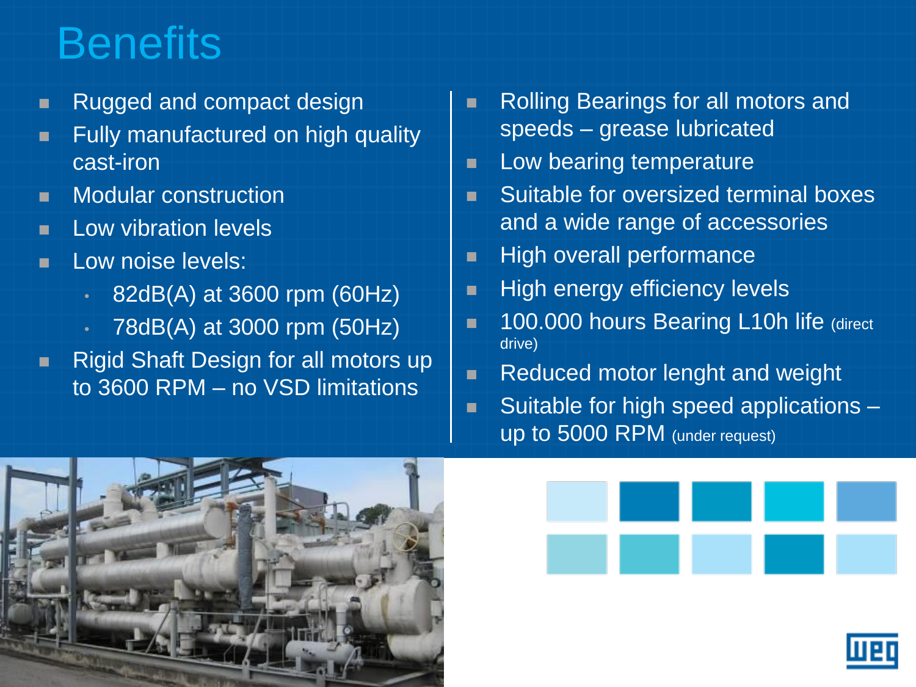# Benefits

- Rugged and compact design
- Fully manufactured on high quality cast-iron
- Modular construction
- Low vibration levels
- Low noise levels:
  - 82dB(A) at 3600 rpm (60Hz)
  - 78dB(A) at 3000 rpm (50Hz)
- Rigid Shaft Design for all motors up to 3600 RPM – no VSD limitations
- Rolling Bearings for all motors and speeds – grease lubricated
- Low bearing temperature
- Suitable for oversized terminal boxes and a wide range of accessories
- High overall performance
- High energy efficiency levels
- 100.000 hours Bearing L10h life (direct drive)
- Reduced motor lenght and weight
- Suitable for high speed applications – up to 5000 RPM (under request)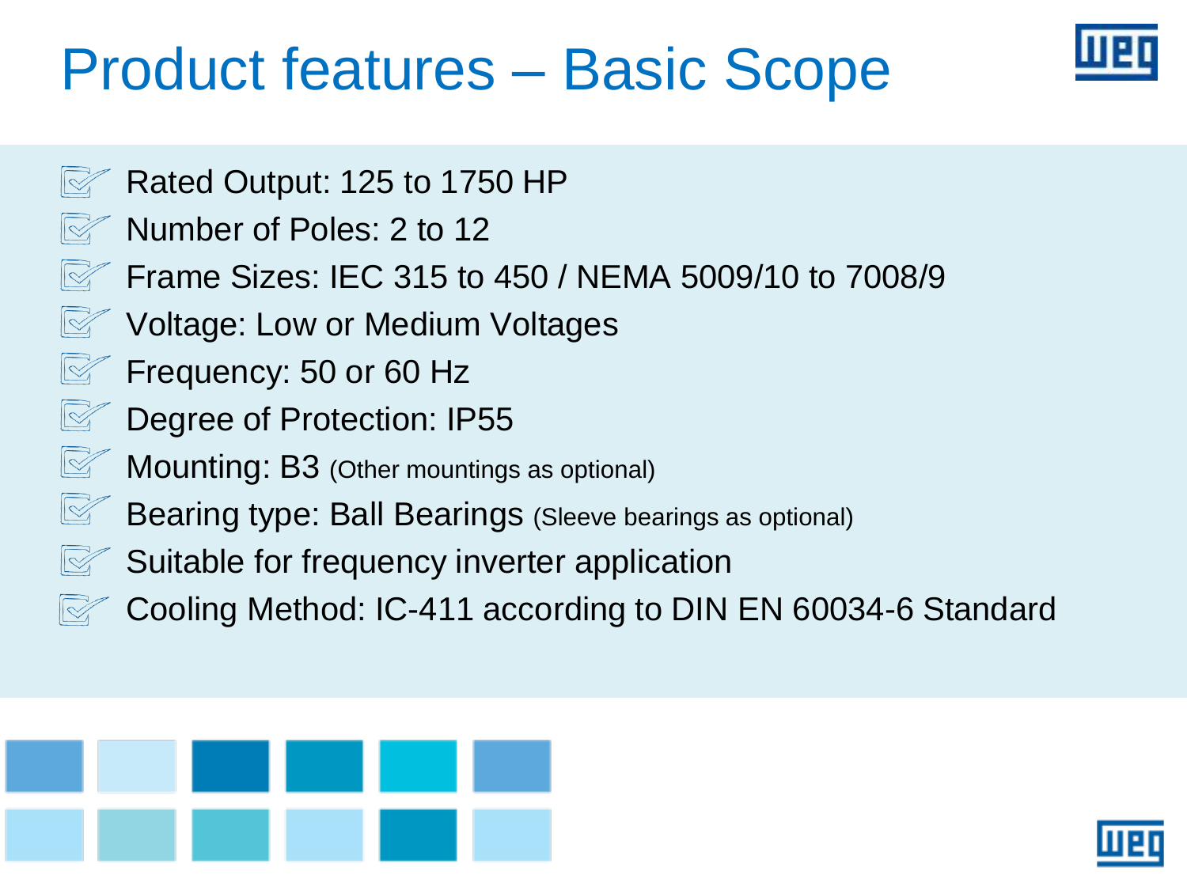# Product features – Basic Scope

- Rated Output: 125 to 1750 HP
- Number of Poles: 2 to 12
- Frame Sizes: IEC 315 to 450 / NEMA 5009/10 to 7008/9
- Voltage: Low or Medium Voltages
- Frequency: 50 or 60 Hz
- Degree of Protection: IP55
- Mounting: B3 (Other mountings as optional)
- Bearing type: Ball Bearings (Sleeve bearings as optional)
- Suitable for frequency inverter application
- Cooling Method: IC-411 according to DIN EN 60034-6 Standard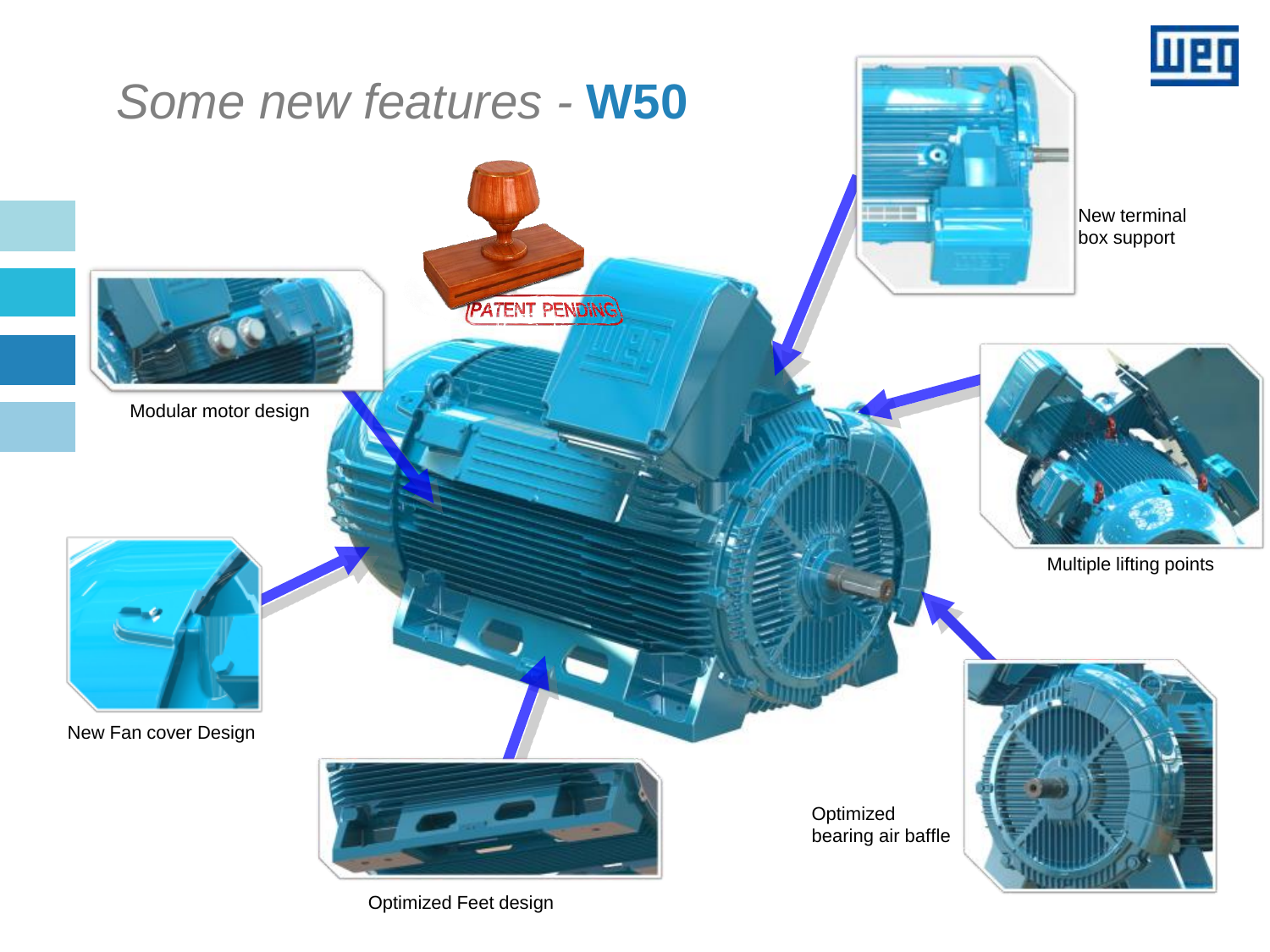# Some new features - **W50**

PATENT PENDING

New terminal box support

Modular motor design

Multiple lifting points

New Fan cover Design

Optimized bearing air baffle

Optimized Feet design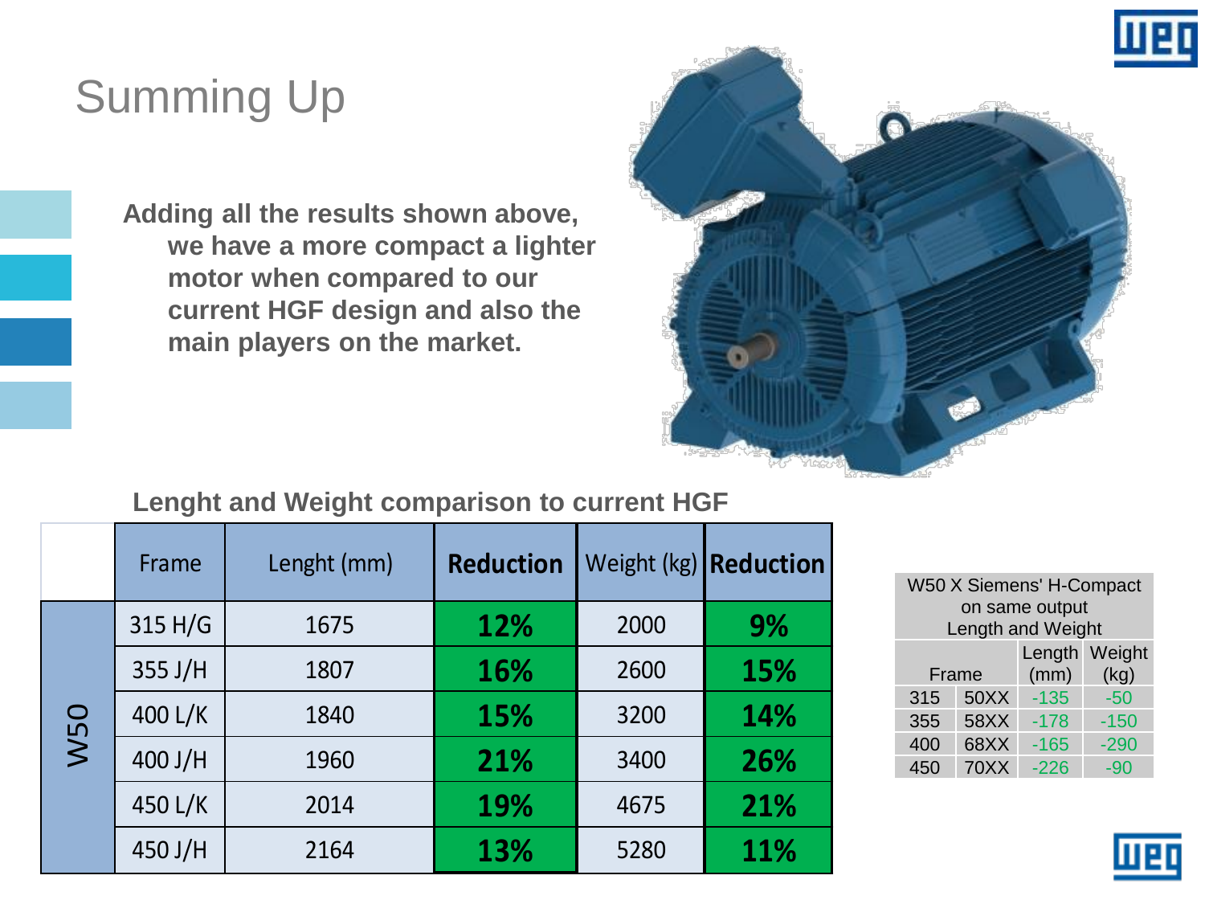# Summing Up

**Adding all the results shown above, we have a more compact a lighter motor when compared to our current HGF design and also the main players on the market.**

**Lenght and Weight comparison to current HGF**

| | Frame | Lenght (mm) | Reduction | Weight (kg) | Reduction |
|---|---|---|---|---|---|
| W50 | 315 H/G | 1675 | 12% | 2000 | 9% |
| | 355 J/H | 1807 | 16% | 2600 | 15% |
| | 400 L/K | 1840 | 15% | 3200 | 14% |
| | 400 J/H | 1960 | 21% | 3400 | 26% |
| | 450 L/K | 2014 | 19% | 4675 | 21% |
| | 450 J/H | 2164 | 13% | 5280 | 11% |

| W50 X Siemens' H-Compact on same output Length and Weight | | | |
|---|---|---|---|
| Frame | | Length (mm) | Weight (kg) |
| 315 | 50XX | -135 | -50 |
| 355 | 58XX | -178 | -150 |
| 400 | 68XX | -165 | -290 |
| 450 | 70XX | -226 | -90 |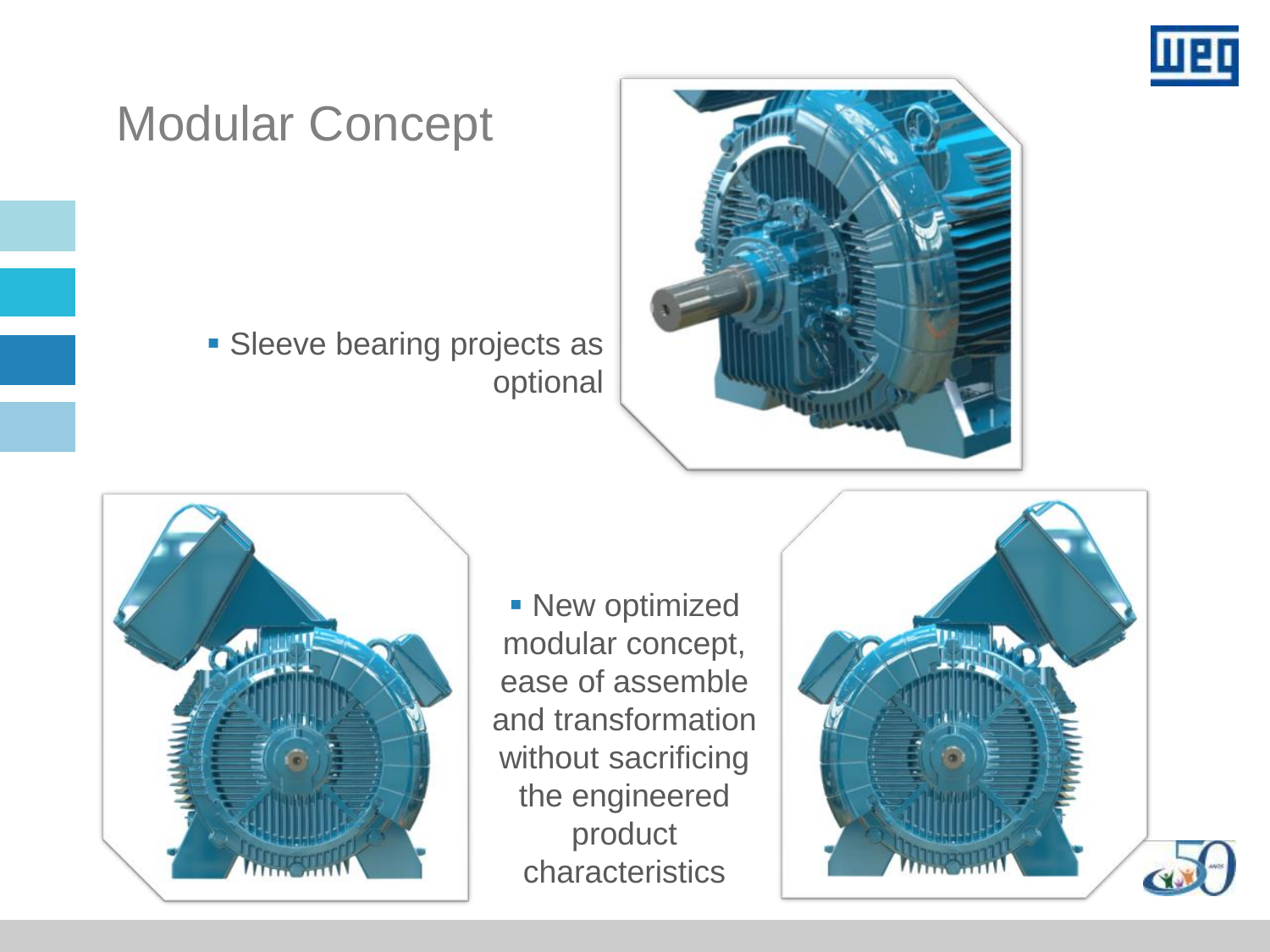# Modular Concept

- Sleeve bearing projects as optional

- New optimized modular concept, ease of assemble and transformation without sacrificing the engineered product characteristics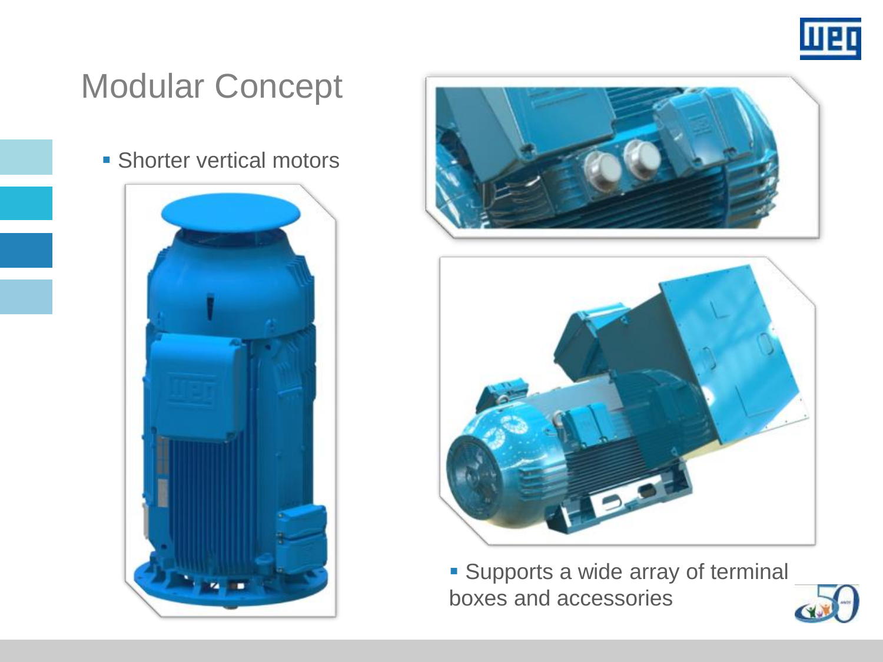# Modular Concept

- Shorter vertical motors

- Supports a wide array of terminal boxes and accessories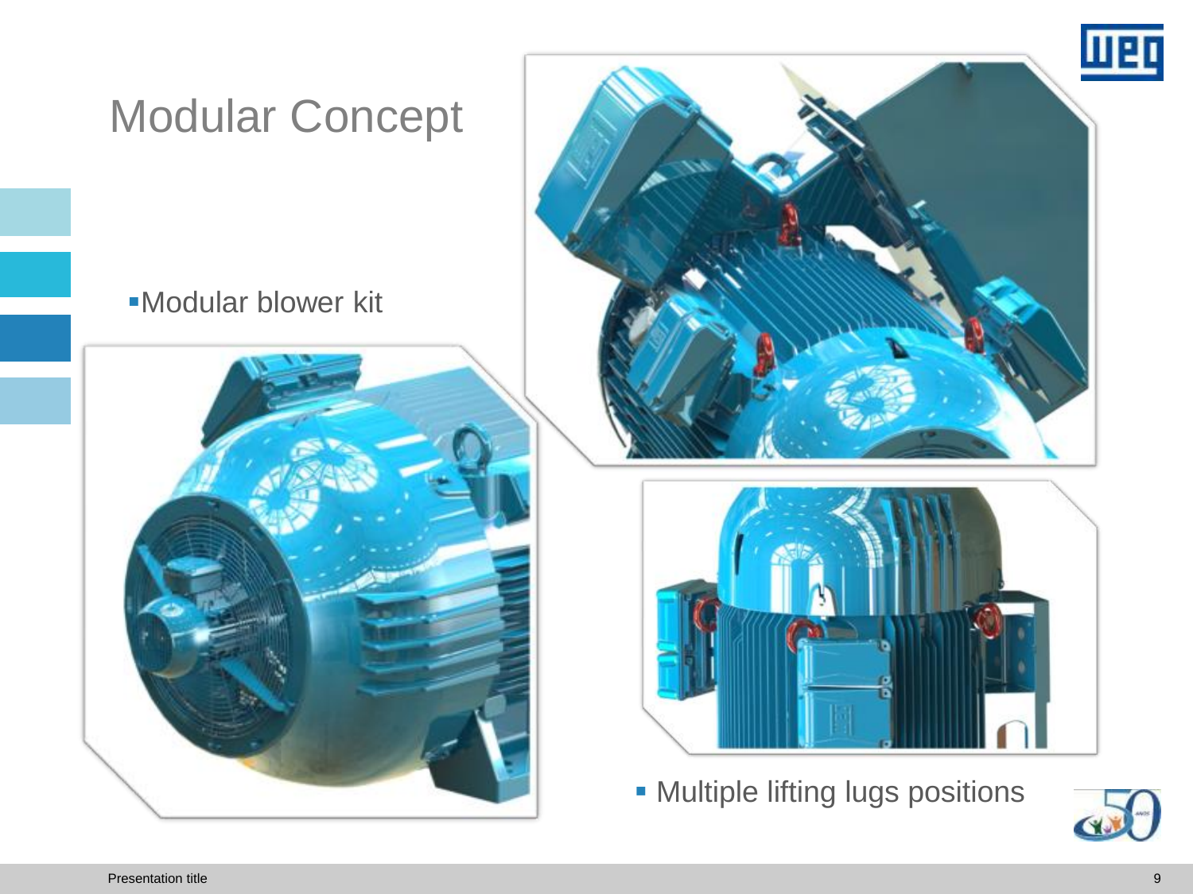# Modular Concept

- Modular blower kit

- Multiple lifting lugs positions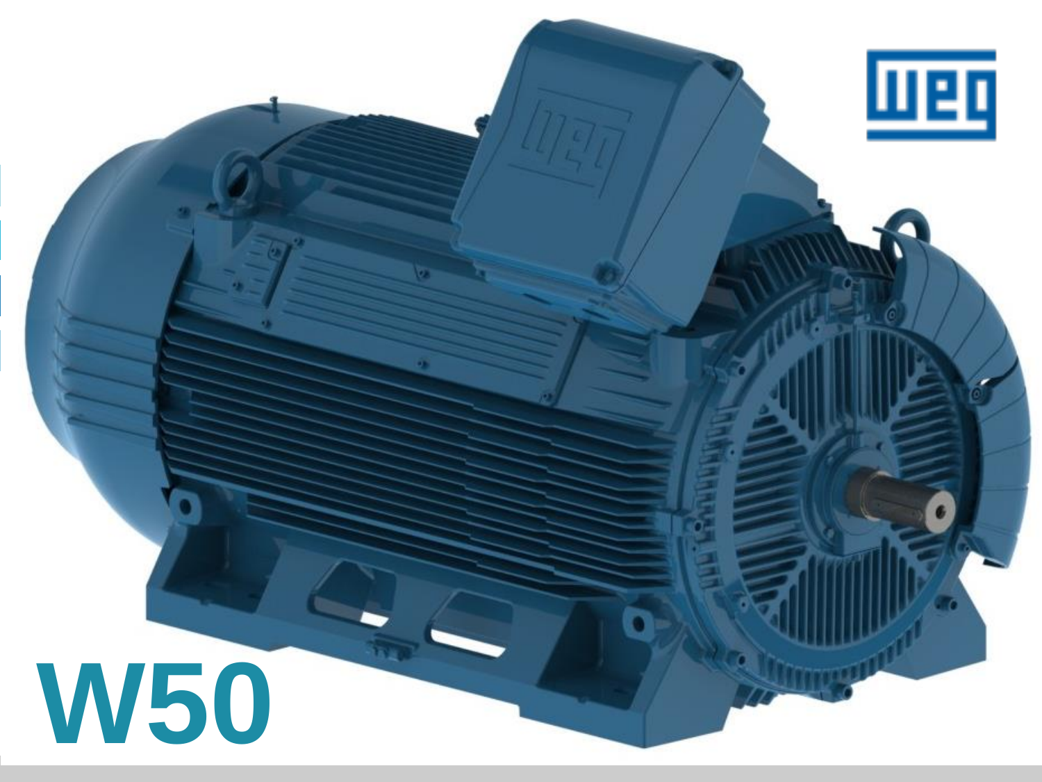W50